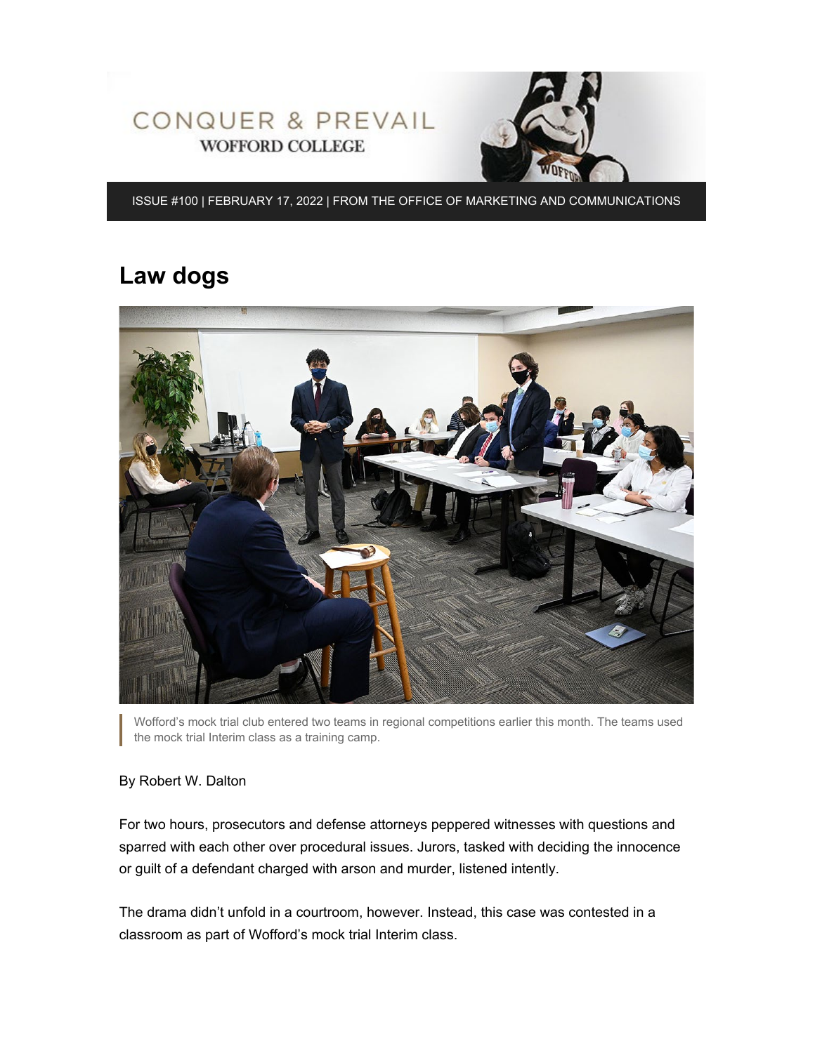CONQUER & PREVAIL
WOFFORD COLLEGE

ISSUE #100 | FEBRUARY 17, 2022 | FROM THE OFFICE OF MARKETING AND COMMUNICATIONS

# Law dogs

Wofford's mock trial club entered two teams in regional competitions earlier this month. The teams used the mock trial Interim class as a training camp.

By Robert W. Dalton

For two hours, prosecutors and defense attorneys peppered witnesses with questions and sparred with each other over procedural issues. Jurors, tasked with deciding the innocence or guilt of a defendant charged with arson and murder, listened intently.

The drama didn't unfold in a courtroom, however. Instead, this case was contested in a classroom as part of Wofford's mock trial Interim class.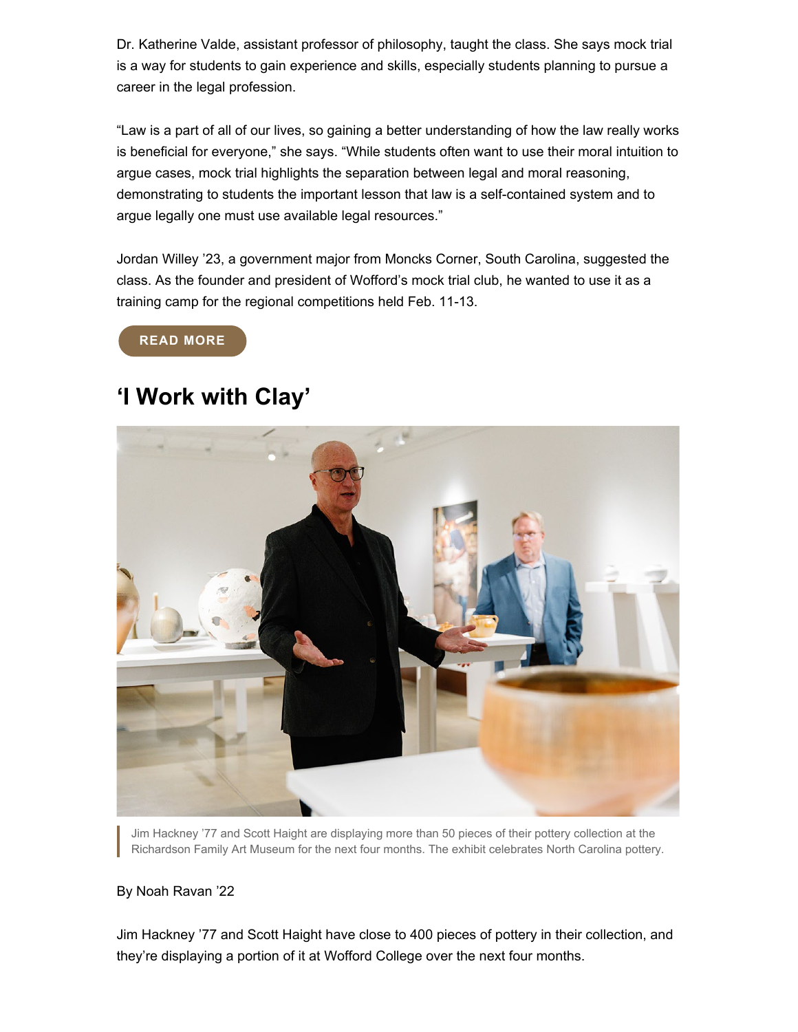Dr. Katherine Valde, assistant professor of philosophy, taught the class. She says mock trial is a way for students to gain experience and skills, especially students planning to pursue a career in the legal profession.

“Law is a part of all of our lives, so gaining a better understanding of how the law really works is beneficial for everyone,” she says. “While students often want to use their moral intuition to argue cases, mock trial highlights the separation between legal and moral reasoning, demonstrating to students the important lesson that law is a self-contained system and to argue legally one must use available legal resources.”

Jordan Willey ’23, a government major from Moncks Corner, South Carolina, suggested the class. As the founder and president of Wofford’s mock trial club, he wanted to use it as a training camp for the regional competitions held Feb. 11-13.

READ MORE

## ‘I Work with Clay’

Jim Hackney ’77 and Scott Haight are displaying more than 50 pieces of their pottery collection at the Richardson Family Art Museum for the next four months. The exhibit celebrates North Carolina pottery.

By Noah Ravan ’22

Jim Hackney ’77 and Scott Haight have close to 400 pieces of pottery in their collection, and they’re displaying a portion of it at Wofford College over the next four months.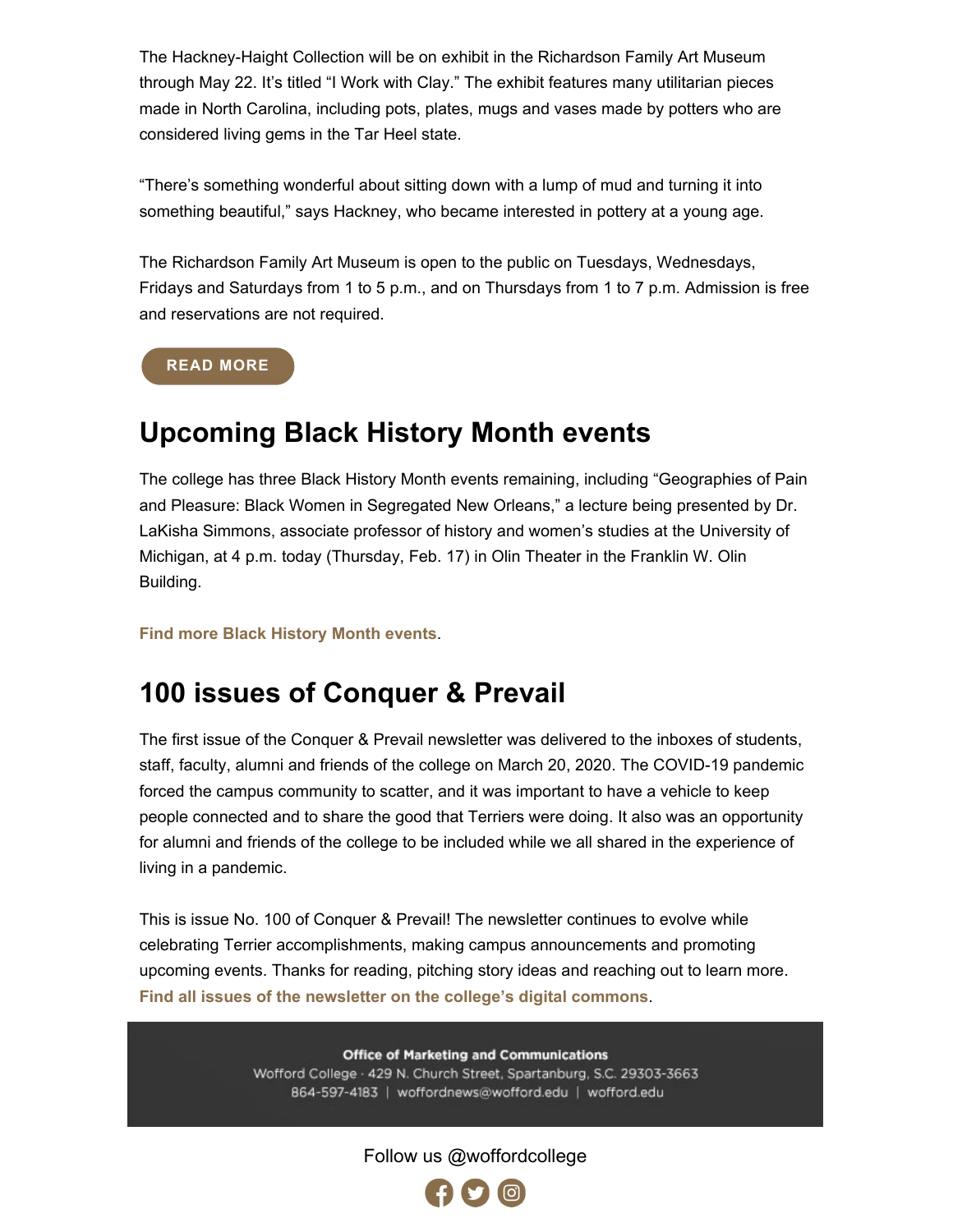The Hackney-Haight Collection will be on exhibit in the Richardson Family Art Museum through May 22. It's titled "I Work with Clay." The exhibit features many utilitarian pieces made in North Carolina, including pots, plates, mugs and vases made by potters who are considered living gems in the Tar Heel state.

"There's something wonderful about sitting down with a lump of mud and turning it into something beautiful," says Hackney, who became interested in pottery at a young age.

The Richardson Family Art Museum is open to the public on Tuesdays, Wednesdays, Fridays and Saturdays from 1 to 5 p.m., and on Thursdays from 1 to 7 p.m. Admission is free and reservations are not required.

READ MORE

## Upcoming Black History Month events

The college has three Black History Month events remaining, including "Geographies of Pain and Pleasure: Black Women in Segregated New Orleans," a lecture being presented by Dr. LaKisha Simmons, associate professor of history and women's studies at the University of Michigan, at 4 p.m. today (Thursday, Feb. 17) in Olin Theater in the Franklin W. Olin Building.

**Find more Black History Month events**.

## 100 issues of Conquer & Prevail

The first issue of the Conquer & Prevail newsletter was delivered to the inboxes of students, staff, faculty, alumni and friends of the college on March 20, 2020. The COVID-19 pandemic forced the campus community to scatter, and it was important to have a vehicle to keep people connected and to share the good that Terriers were doing. It also was an opportunity for alumni and friends of the college to be included while we all shared in the experience of living in a pandemic.

This is issue No. 100 of Conquer & Prevail! The newsletter continues to evolve while celebrating Terrier accomplishments, making campus announcements and promoting upcoming events. Thanks for reading, pitching story ideas and reaching out to learn more. **Find all issues of the newsletter on the college's digital commons**.

**Office of Marketing and Communications**
Wofford College · 429 N. Church Street, Spartanburg, S.C. 29303-3663
864-597-4183 | woffordnews@wofford.edu | wofford.edu

Follow us @woffordcollege